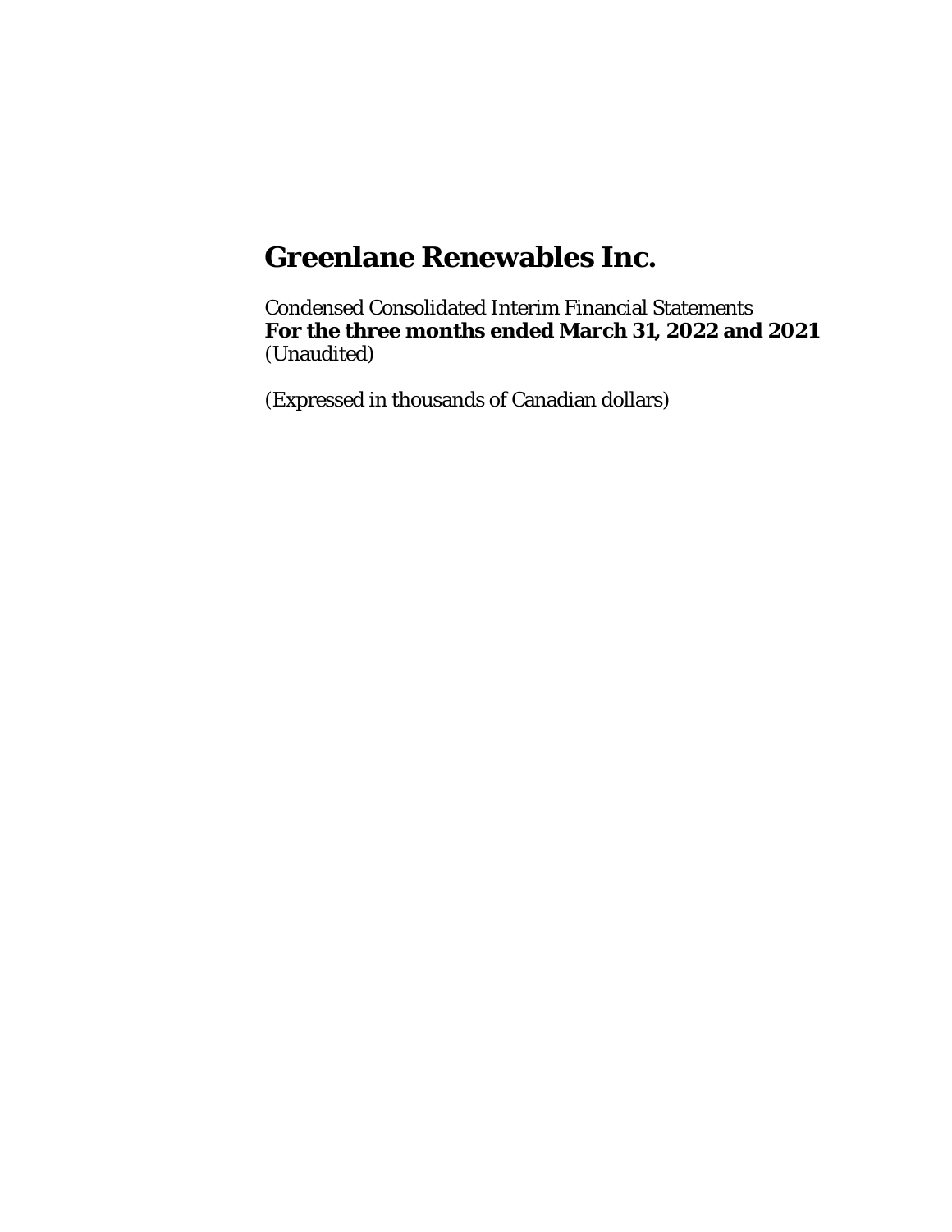# Greenlane Renewables Inc.

Condensed Consolidated Interim Financial Statements
**For the three months ended March 31, 2022 and 2021**
(Unaudited)

(Expressed in thousands of Canadian dollars)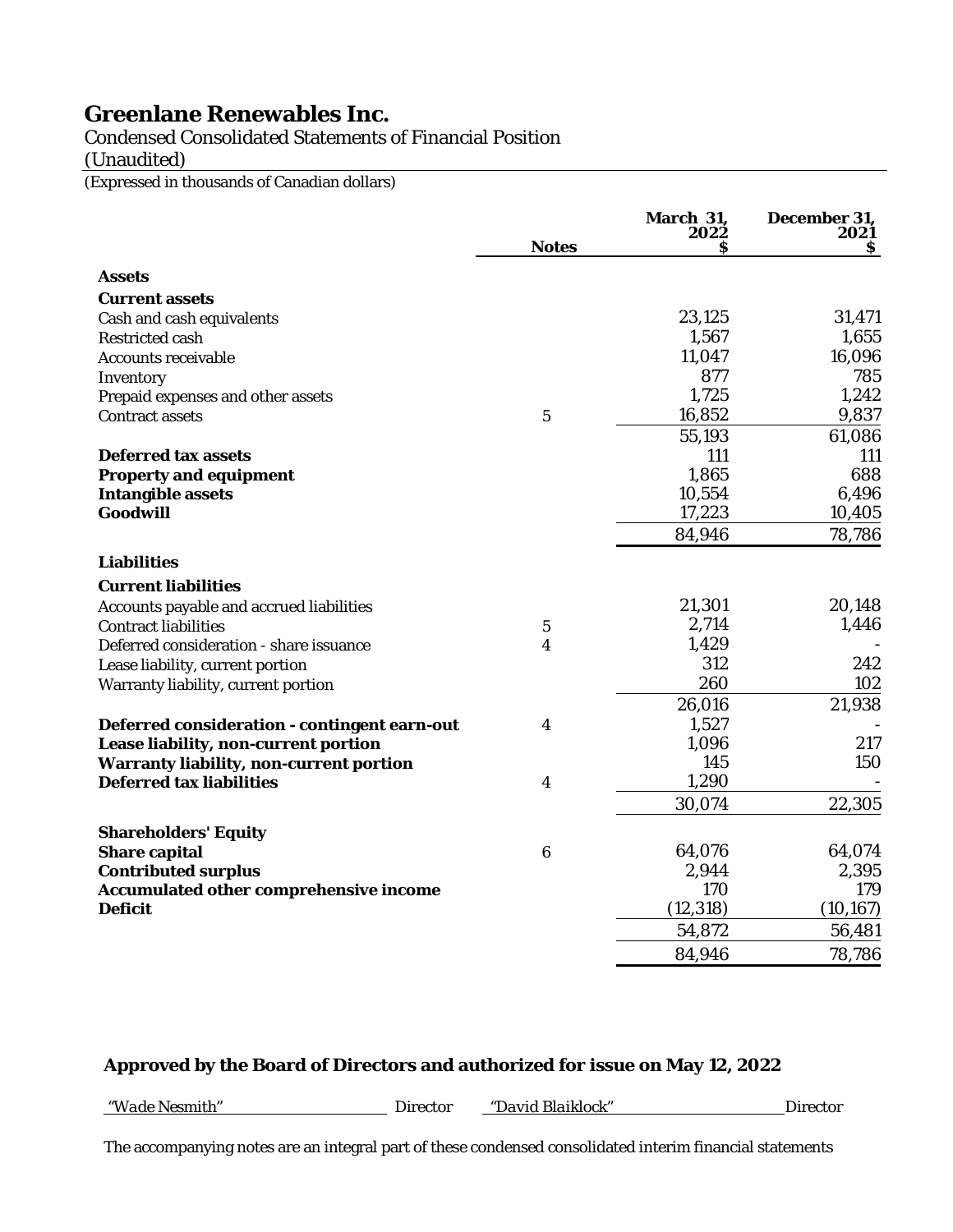# Greenlane Renewables Inc.

Condensed Consolidated Statements of Financial Position
(Unaudited)
(Expressed in thousands of Canadian dollars)

| | Notes | March 31, 2022 $ | December 31, 2021 $ |
|---|---|---|---|
| **Assets** | | | |
| **Current assets** | | | |
| Cash and cash equivalents | | 23,125 | 31,471 |
| Restricted cash | | 1,567 | 1,655 |
| Accounts receivable | | 11,047 | 16,096 |
| Inventory | | 877 | 785 |
| Prepaid expenses and other assets | | 1,725 | 1,242 |
| Contract assets | 5 | 16,852 | 9,837 |
| | | 55,193 | 61,086 |
| **Deferred tax assets** | | 111 | 111 |
| **Property and equipment** | | 1,865 | 688 |
| **Intangible assets** | | 10,554 | 6,496 |
| **Goodwill** | | 17,223 | 10,405 |
| | | 84,946 | 78,786 |
| **Liabilities** | | | |
| **Current liabilities** | | | |
| Accounts payable and accrued liabilities | | 21,301 | 20,148 |
| Contract liabilities | 5 | 2,714 | 1,446 |
| Deferred consideration - share issuance | 4 | 1,429 | - |
| Lease liability, current portion | | 312 | 242 |
| Warranty liability, current portion | | 260 | 102 |
| | | 26,016 | 21,938 |
| **Deferred consideration - contingent earn-out** | 4 | 1,527 | - |
| **Lease liability, non-current portion** | | 1,096 | 217 |
| **Warranty liability, non-current portion** | | 145 | 150 |
| **Deferred tax liabilities** | 4 | 1,290 | - |
| | | 30,074 | 22,305 |
| **Shareholders' Equity** | | | |
| **Share capital** | 6 | 64,076 | 64,074 |
| **Contributed surplus** | | 2,944 | 2,395 |
| **Accumulated other comprehensive income** | | 170 | 179 |
| **Deficit** | | (12,318) | (10,167) |
| | | 54,872 | 56,481 |
| | | 84,946 | 78,786 |

**Approved by the Board of Directors and authorized for issue on May 12, 2022**

*"Wade Nesmith"* Director *"David Blaiklock"* Director

The accompanying notes are an integral part of these condensed consolidated interim financial statements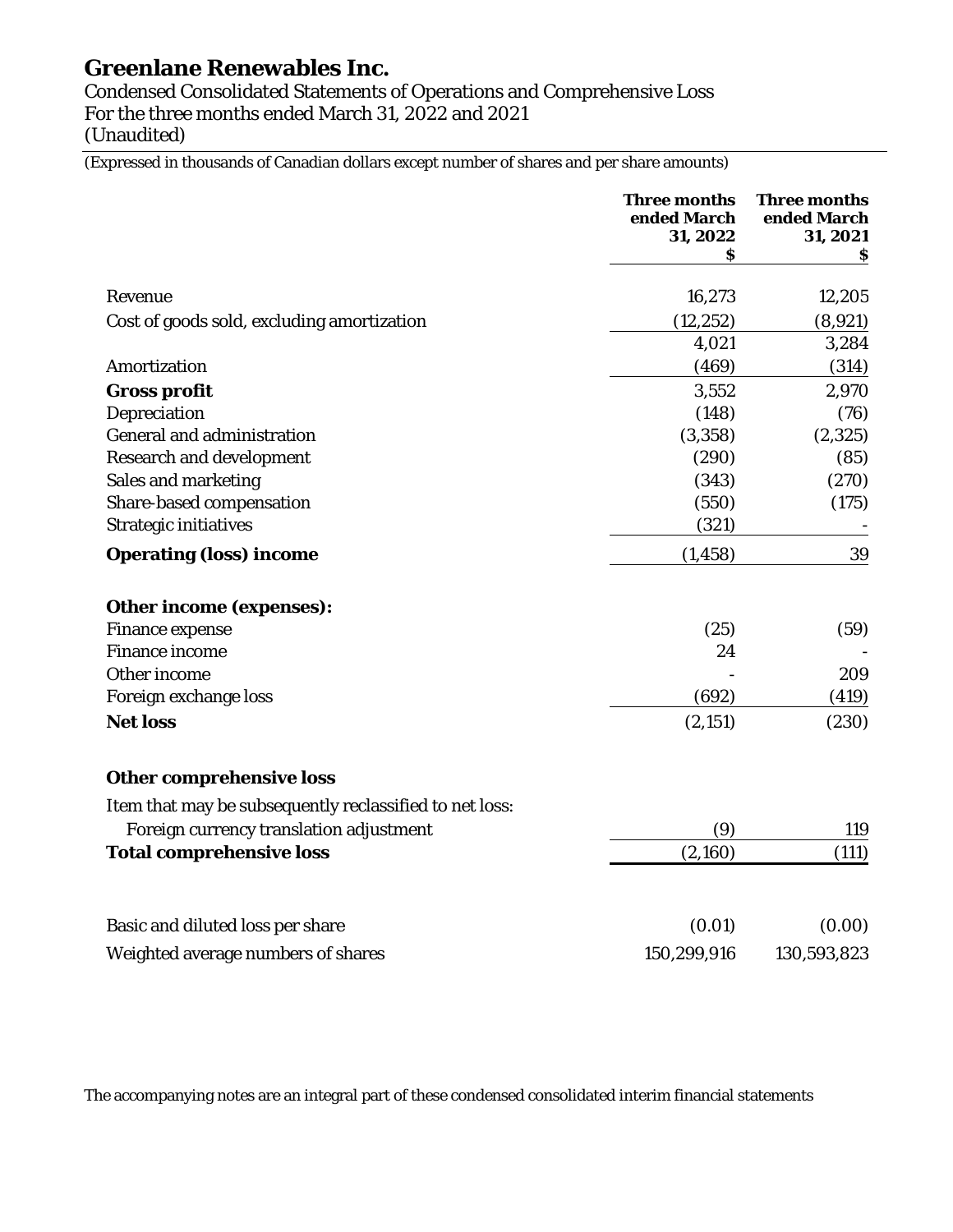# Greenlane Renewables Inc.

Condensed Consolidated Statements of Operations and Comprehensive Loss
For the three months ended March 31, 2022 and 2021
(Unaudited)

(Expressed in thousands of Canadian dollars except number of shares and per share amounts)

| | Three months ended March 31, 2022 $ | Three months ended March 31, 2021 $ |
|---|---|---|
| Revenue | 16,273 | 12,205 |
| Cost of goods sold, excluding amortization | (12,252) | (8,921) |
| | 4,021 | 3,284 |
| Amortization | (469) | (314) |
| **Gross profit** | 3,552 | 2,970 |
| Depreciation | (148) | (76) |
| General and administration | (3,358) | (2,325) |
| Research and development | (290) | (85) |
| Sales and marketing | (343) | (270) |
| Share-based compensation | (550) | (175) |
| Strategic initiatives | (321) | - |
| **Operating (loss) income** | (1,458) | 39 |
| | | |
| **Other income (expenses):** | | |
| Finance expense | (25) | (59) |
| Finance income | 24 | - |
| Other income | - | 209 |
| Foreign exchange loss | (692) | (419) |
| **Net loss** | (2,151) | (230) |
| | | |
| **Other comprehensive loss** | | |
| Item that may be subsequently reclassified to net loss: | | |
| Foreign currency translation adjustment | (9) | 119 |
| **Total comprehensive loss** | (2,160) | (111) |
| | | |
| Basic and diluted loss per share | (0.01) | (0.00) |
| Weighted average numbers of shares | 150,299,916 | 130,593,823 |

The accompanying notes are an integral part of these condensed consolidated interim financial statements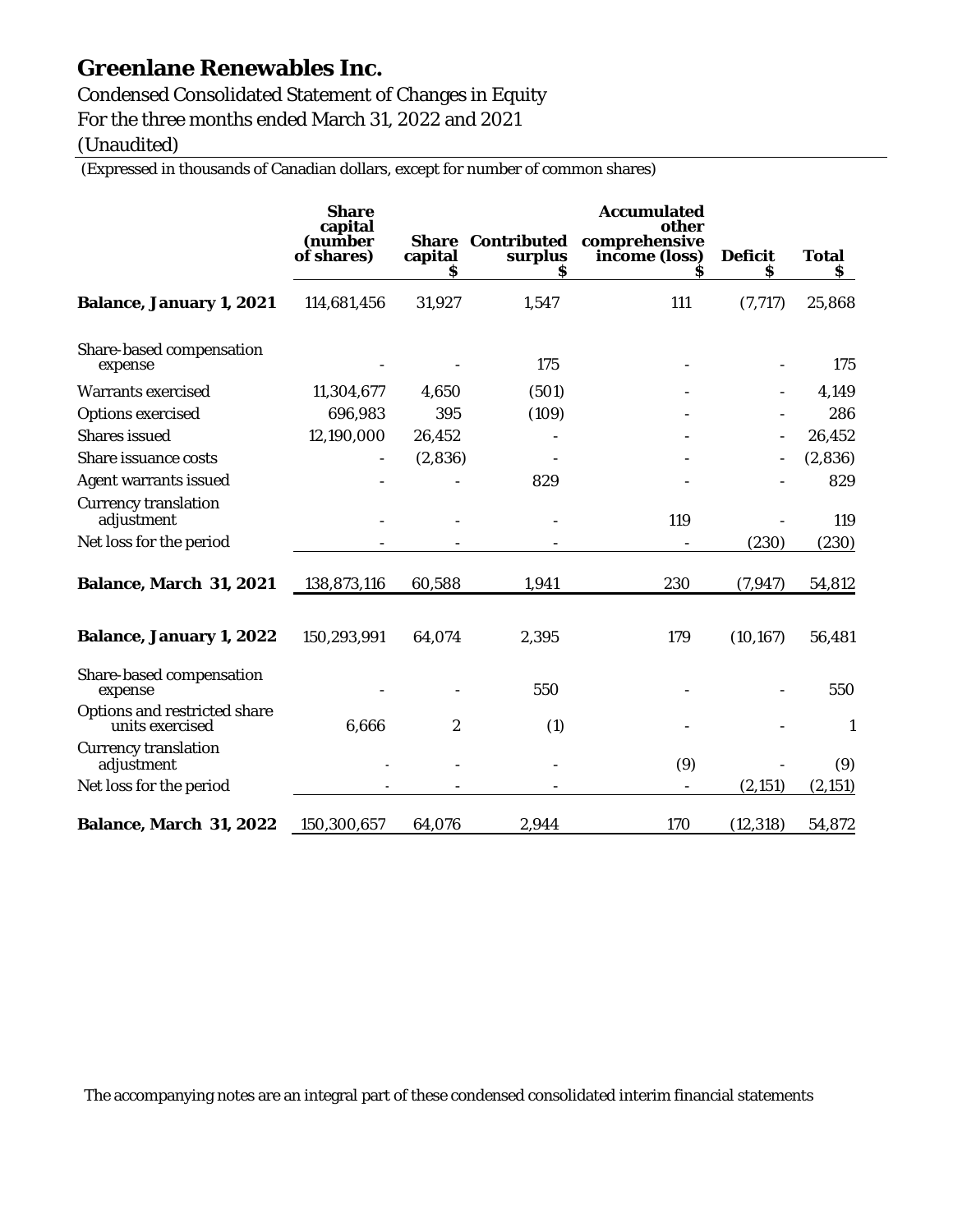# Greenlane Renewables Inc.

Condensed Consolidated Statement of Changes in Equity
For the three months ended March 31, 2022 and 2021
(Unaudited)

(Expressed in thousands of Canadian dollars, except for number of common shares)

| | Share capital (number of shares) | Share capital $ | Contributed surplus $ | Accumulated other comprehensive income (loss) $ | Deficit $ | Total $ |
|---|---|---|---|---|---|---|
| **Balance, January 1, 2021** | 114,681,456 | 31,927 | 1,547 | 111 | (7,717) | 25,868 |
| Share-based compensation expense | - | - | 175 | - | - | 175 |
| Warrants exercised | 11,304,677 | 4,650 | (501) | - | - | 4,149 |
| Options exercised | 696,983 | 395 | (109) | - | - | 286 |
| Shares issued | 12,190,000 | 26,452 | - | - | - | 26,452 |
| Share issuance costs | - | (2,836) | - | - | - | (2,836) |
| Agent warrants issued | - | - | 829 | - | - | 829 |
| Currency translation adjustment | - | - | - | 119 | - | 119 |
| Net loss for the period | - | - | - | - | (230) | (230) |
| **Balance, March 31, 2021** | 138,873,116 | 60,588 | 1,941 | 230 | (7,947) | 54,812 |
| **Balance, January 1, 2022** | 150,293,991 | 64,074 | 2,395 | 179 | (10,167) | 56,481 |
| Share-based compensation expense | - | - | 550 | - | - | 550 |
| Options and restricted share units exercised | 6,666 | 2 | (1) | - | - | 1 |
| Currency translation adjustment | - | - | - | (9) | - | (9) |
| Net loss for the period | - | - | - | - | (2,151) | (2,151) |
| **Balance, March 31, 2022** | 150,300,657 | 64,076 | 2,944 | 170 | (12,318) | 54,872 |

The accompanying notes are an integral part of these condensed consolidated interim financial statements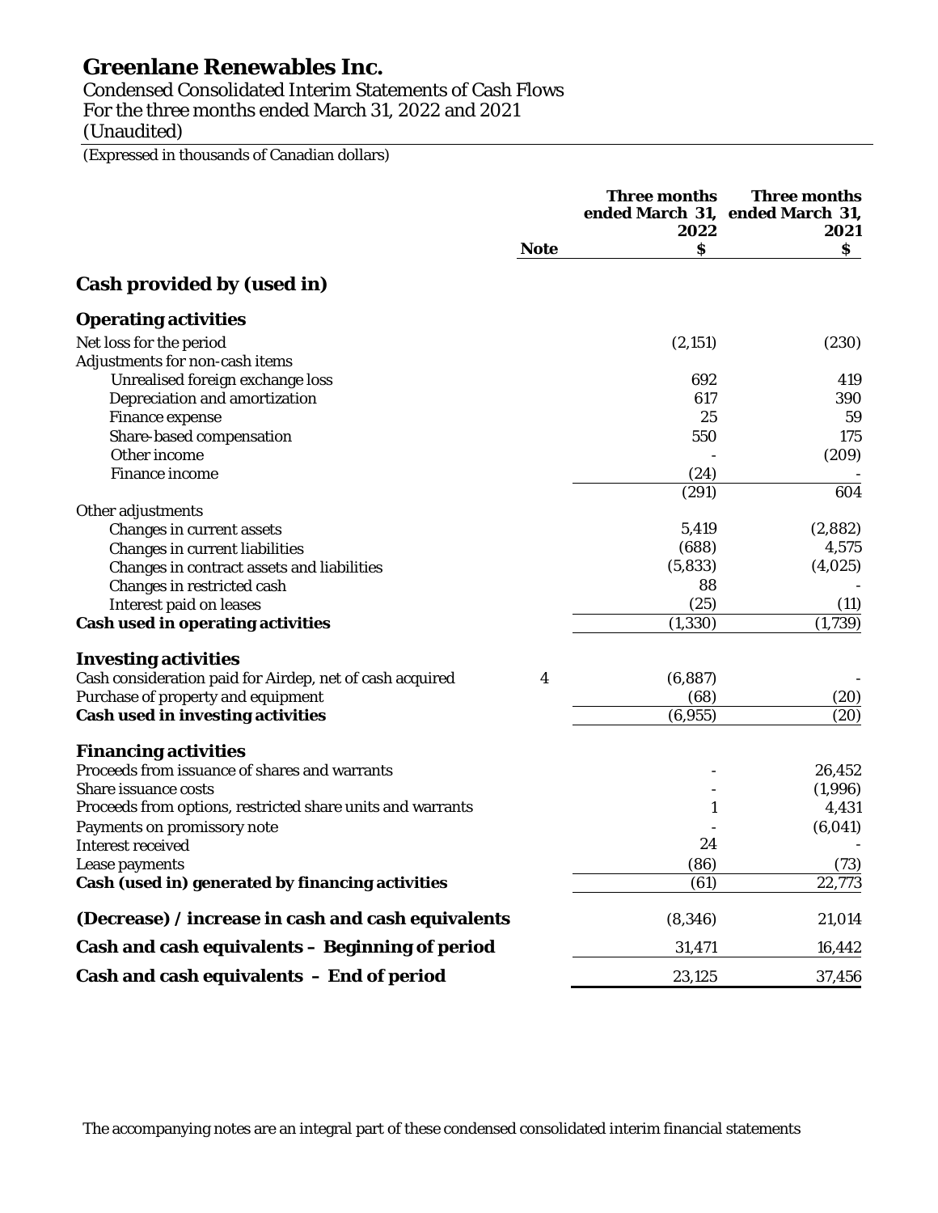# Greenlane Renewables Inc.

Condensed Consolidated Interim Statements of Cash Flows
For the three months ended March 31, 2022 and 2021
(Unaudited)

(Expressed in thousands of Canadian dollars)

| | Note | Three months ended March 31, 2022 $ | Three months ended March 31, 2021 $ |
|---|---|---|---|
| **Cash provided by (used in)** | | | |
| **Operating activities** | | | |
| Net loss for the period | | (2,151) | (230) |
| Adjustments for non-cash items | | | |
| Unrealised foreign exchange loss | | 692 | 419 |
| Depreciation and amortization | | 617 | 390 |
| Finance expense | | 25 | 59 |
| Share-based compensation | | 550 | 175 |
| Other income | | - | (209) |
| Finance income | | (24) | - |
| | | (291) | 604 |
| Other adjustments | | | |
| Changes in current assets | | 5,419 | (2,882) |
| Changes in current liabilities | | (688) | 4,575 |
| Changes in contract assets and liabilities | | (5,833) | (4,025) |
| Changes in restricted cash | | 88 | - |
| Interest paid on leases | | (25) | (11) |
| **Cash used in operating activities** | | (1,330) | (1,739) |
| **Investing activities** | | | |
| Cash consideration paid for Airdep, net of cash acquired | 4 | (6,887) | - |
| Purchase of property and equipment | | (68) | (20) |
| **Cash used in investing activities** | | (6,955) | (20) |
| **Financing activities** | | | |
| Proceeds from issuance of shares and warrants | | - | 26,452 |
| Share issuance costs | | - | (1,996) |
| Proceeds from options, restricted share units and warrants | | 1 | 4,431 |
| Payments on promissory note | | - | (6,041) |
| Interest received | | 24 | - |
| Lease payments | | (86) | (73) |
| **Cash (used in) generated by financing activities** | | (61) | 22,773 |
| **(Decrease) / increase in cash and cash equivalents** | | (8,346) | 21,014 |
| **Cash and cash equivalents – Beginning of period** | | 31,471 | 16,442 |
| **Cash and cash equivalents – End of period** | | 23,125 | 37,456 |

The accompanying notes are an integral part of these condensed consolidated interim financial statements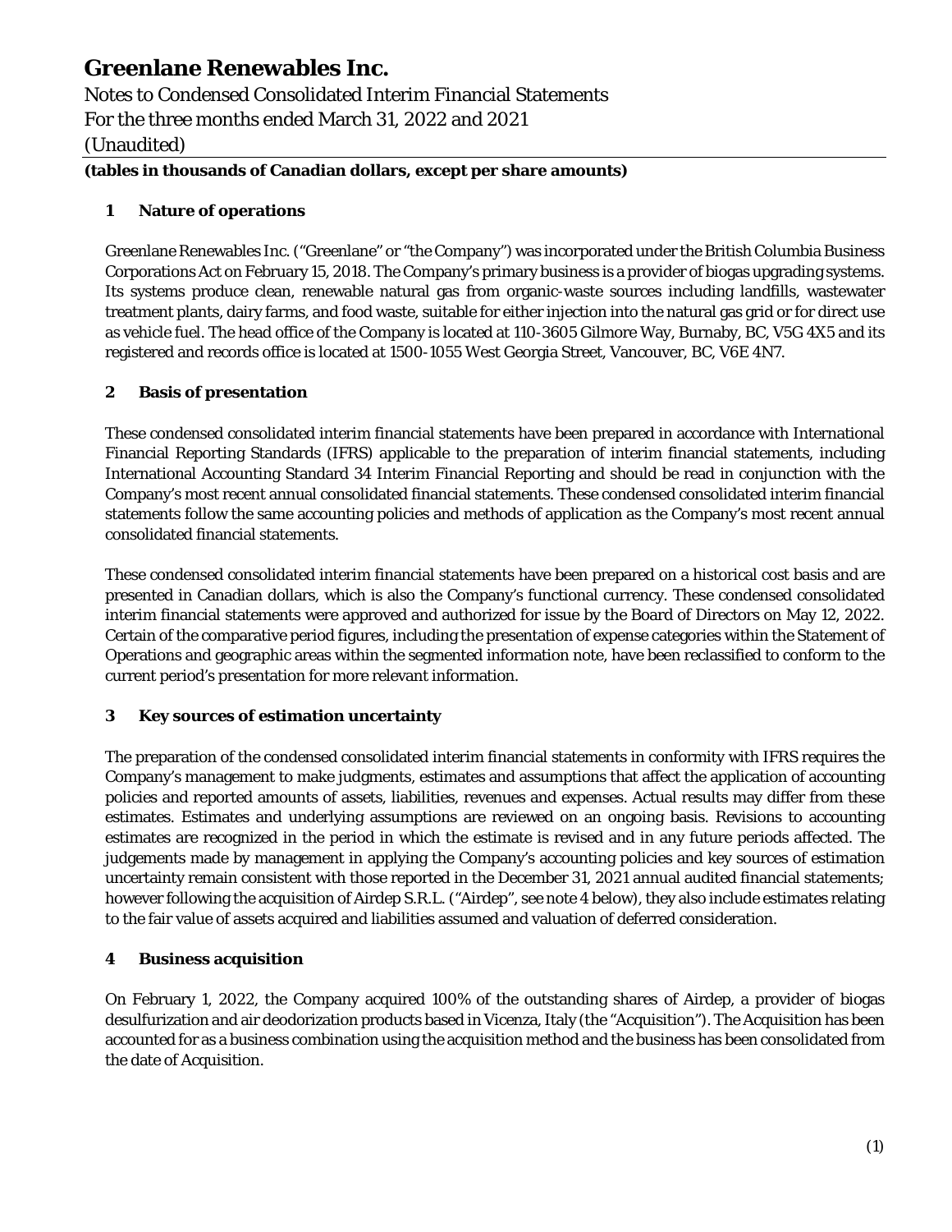# Greenlane Renewables Inc.

Notes to Condensed Consolidated Interim Financial Statements
For the three months ended March 31, 2022 and 2021
(Unaudited)

**(tables in thousands of Canadian dollars, except per share amounts)**

## 1 Nature of operations

Greenlane Renewables Inc. ("Greenlane" or "the Company") was incorporated under the British Columbia Business Corporations Act on February 15, 2018. The Company's primary business is a provider of biogas upgrading systems. Its systems produce clean, renewable natural gas from organic-waste sources including landfills, wastewater treatment plants, dairy farms, and food waste, suitable for either injection into the natural gas grid or for direct use as vehicle fuel. The head office of the Company is located at 110-3605 Gilmore Way, Burnaby, BC, V5G 4X5 and its registered and records office is located at 1500-1055 West Georgia Street, Vancouver, BC, V6E 4N7.

## 2 Basis of presentation

These condensed consolidated interim financial statements have been prepared in accordance with International Financial Reporting Standards (IFRS) applicable to the preparation of interim financial statements, including International Accounting Standard 34 Interim Financial Reporting and should be read in conjunction with the Company's most recent annual consolidated financial statements. These condensed consolidated interim financial statements follow the same accounting policies and methods of application as the Company's most recent annual consolidated financial statements.

These condensed consolidated interim financial statements have been prepared on a historical cost basis and are presented in Canadian dollars, which is also the Company's functional currency. These condensed consolidated interim financial statements were approved and authorized for issue by the Board of Directors on May 12, 2022. Certain of the comparative period figures, including the presentation of expense categories within the Statement of Operations and geographic areas within the segmented information note, have been reclassified to conform to the current period's presentation for more relevant information.

## 3 Key sources of estimation uncertainty

The preparation of the condensed consolidated interim financial statements in conformity with IFRS requires the Company's management to make judgments, estimates and assumptions that affect the application of accounting policies and reported amounts of assets, liabilities, revenues and expenses. Actual results may differ from these estimates. Estimates and underlying assumptions are reviewed on an ongoing basis. Revisions to accounting estimates are recognized in the period in which the estimate is revised and in any future periods affected. The judgements made by management in applying the Company's accounting policies and key sources of estimation uncertainty remain consistent with those reported in the December 31, 2021 annual audited financial statements; however following the acquisition of Airdep S.R.L. ("Airdep", see note 4 below), they also include estimates relating to the fair value of assets acquired and liabilities assumed and valuation of deferred consideration.

## 4 Business acquisition

On February 1, 2022, the Company acquired 100% of the outstanding shares of Airdep, a provider of biogas desulfurization and air deodorization products based in Vicenza, Italy (the "Acquisition"). The Acquisition has been accounted for as a business combination using the acquisition method and the business has been consolidated from the date of Acquisition.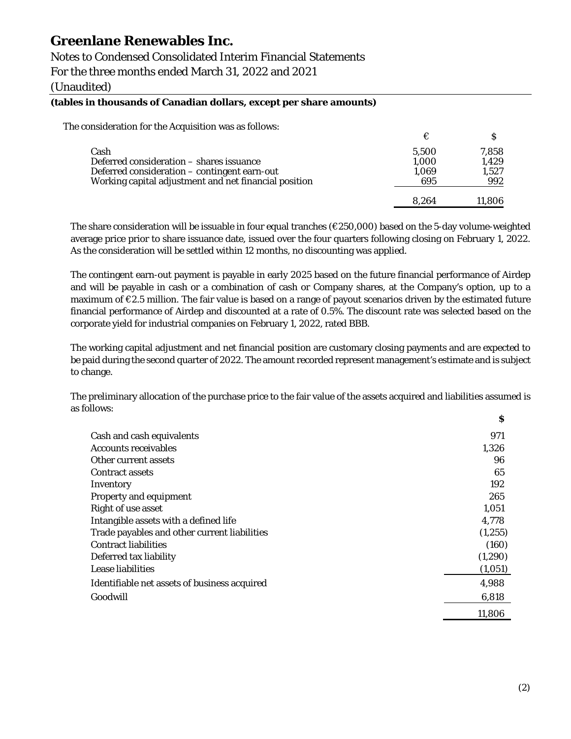The consideration for the Acquisition was as follows:

| | € | $ |
|---|---|---|
| Cash | 5,500 | 7,858 |
| Deferred consideration – shares issuance | 1,000 | 1,429 |
| Deferred consideration – contingent earn-out | 1,069 | 1,527 |
| Working capital adjustment and net financial position | 695 | 992 |
| | 8,264 | 11,806 |

The share consideration will be issuable in four equal tranches (€250,000) based on the 5-day volume-weighted average price prior to share issuance date, issued over the four quarters following closing on February 1, 2022. As the consideration will be settled within 12 months, no discounting was applied.

The contingent earn-out payment is payable in early 2025 based on the future financial performance of Airdep and will be payable in cash or a combination of cash or Company shares, at the Company's option, up to a maximum of €2.5 million. The fair value is based on a range of payout scenarios driven by the estimated future financial performance of Airdep and discounted at a rate of 0.5%. The discount rate was selected based on the corporate yield for industrial companies on February 1, 2022, rated BBB.

The working capital adjustment and net financial position are customary closing payments and are expected to be paid during the second quarter of 2022. The amount recorded represent management's estimate and is subject to change.

The preliminary allocation of the purchase price to the fair value of the assets acquired and liabilities assumed is as follows:

| | **$** |
|---|---|
| Cash and cash equivalents | 971 |
| Accounts receivables | 1,326 |
| Other current assets | 96 |
| Contract assets | 65 |
| Inventory | 192 |
| Property and equipment | 265 |
| Right of use asset | 1,051 |
| Intangible assets with a defined life | 4,778 |
| Trade payables and other current liabilities | (1,255) |
| Contract liabilities | (160) |
| Deferred tax liability | (1,290) |
| Lease liabilities | (1,051) |
| Identifiable net assets of business acquired | 4,988 |
| Goodwill | 6,818 |
| | 11,806 |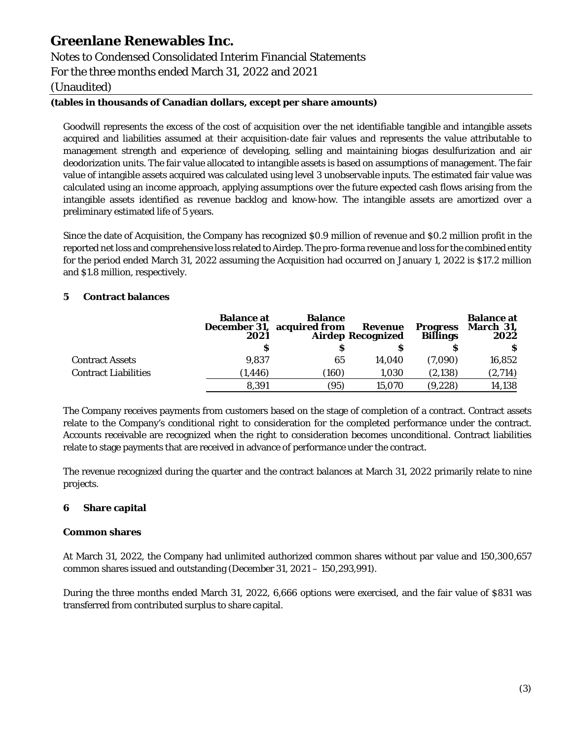Goodwill represents the excess of the cost of acquisition over the net identifiable tangible and intangible assets acquired and liabilities assumed at their acquisition-date fair values and represents the value attributable to management strength and experience of developing, selling and maintaining biogas desulfurization and air deodorization units. The fair value allocated to intangible assets is based on assumptions of management. The fair value of intangible assets acquired was calculated using level 3 unobservable inputs. The estimated fair value was calculated using an income approach, applying assumptions over the future expected cash flows arising from the intangible assets identified as revenue backlog and know-how. The intangible assets are amortized over a preliminary estimated life of 5 years.

Since the date of Acquisition, the Company has recognized $0.9 million of revenue and $0.2 million profit in the reported net loss and comprehensive loss related to Airdep. The pro-forma revenue and loss for the combined entity for the period ended March 31, 2022 assuming the Acquisition had occurred on January 1, 2022 is $17.2 million and $1.8 million, respectively.

## 5 Contract balances

| | Balance at December 31, 2021 | Balance acquired from Airdep | Revenue Recognized | Progress Billings | Balance at March 31, 2022 |
|---|---|---|---|---|---|
| | $ | $ | $ | $ | $ |
| Contract Assets | 9,837 | 65 | 14,040 | (7,090) | 16,852 |
| Contract Liabilities | (1,446) | (160) | 1,030 | (2,138) | (2,714) |
| | 8,391 | (95) | 15,070 | (9,228) | 14,138 |

The Company receives payments from customers based on the stage of completion of a contract. Contract assets relate to the Company's conditional right to consideration for the completed performance under the contract. Accounts receivable are recognized when the right to consideration becomes unconditional. Contract liabilities relate to stage payments that are received in advance of performance under the contract.

The revenue recognized during the quarter and the contract balances at March 31, 2022 primarily relate to nine projects.

## 6 Share capital

### Common shares

At March 31, 2022, the Company had unlimited authorized common shares without par value and 150,300,657 common shares issued and outstanding (December 31, 2021 – 150,293,991).

During the three months ended March 31, 2022, 6,666 options were exercised, and the fair value of $831 was transferred from contributed surplus to share capital.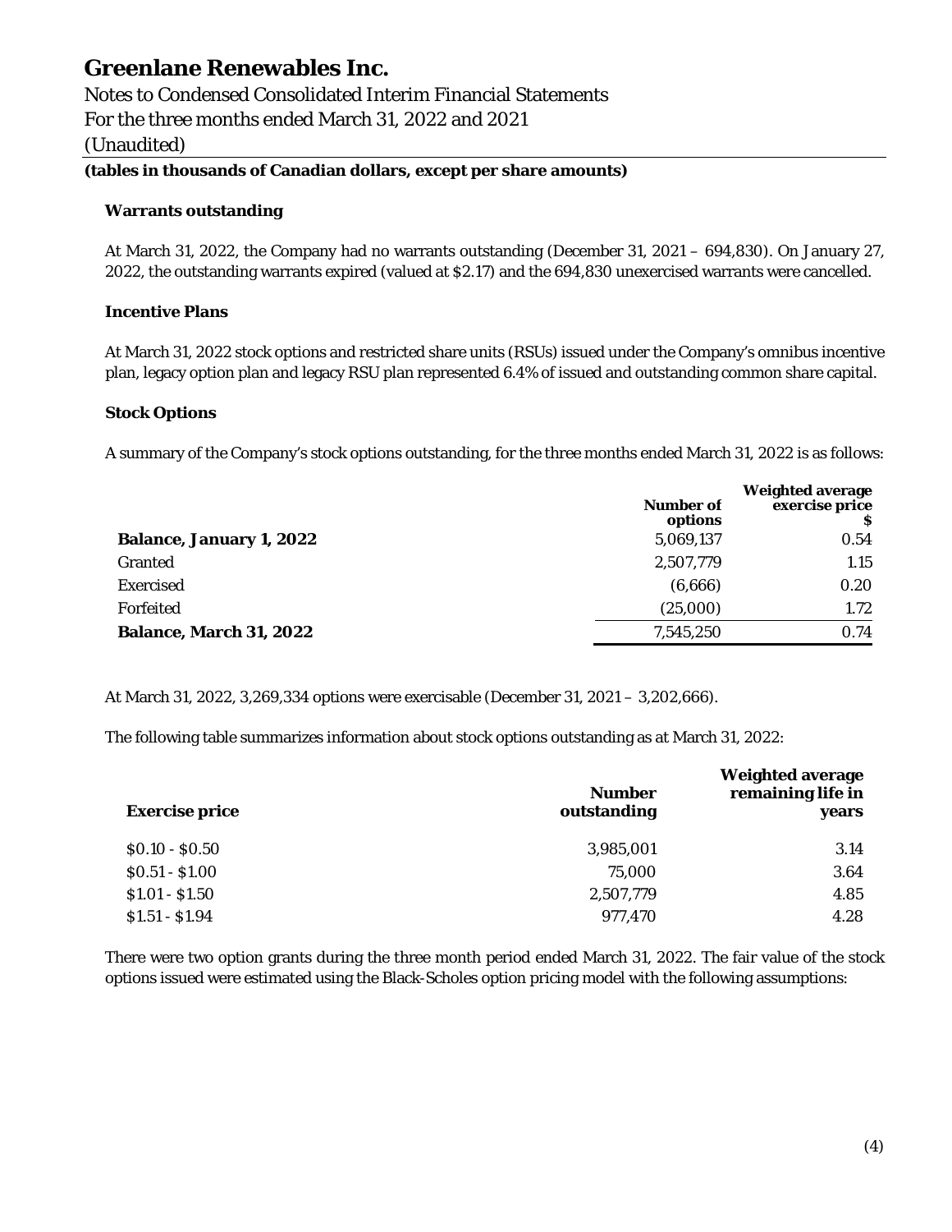### Warrants outstanding

At March 31, 2022, the Company had no warrants outstanding (December 31, 2021 – 694,830). On January 27, 2022, the outstanding warrants expired (valued at $2.17) and the 694,830 unexercised warrants were cancelled.

### Incentive Plans

At March 31, 2022 stock options and restricted share units (RSUs) issued under the Company's omnibus incentive plan, legacy option plan and legacy RSU plan represented 6.4% of issued and outstanding common share capital.

### Stock Options

A summary of the Company's stock options outstanding, for the three months ended March 31, 2022 is as follows:

| | Number of options | Weighted average exercise price $ |
|---|---|---|
| **Balance, January 1, 2022** | 5,069,137 | 0.54 |
| Granted | 2,507,779 | 1.15 |
| Exercised | (6,666) | 0.20 |
| Forfeited | (25,000) | 1.72 |
| **Balance, March 31, 2022** | 7,545,250 | 0.74 |

At March 31, 2022, 3,269,334 options were exercisable (December 31, 2021 – 3,202,666).

The following table summarizes information about stock options outstanding as at March 31, 2022:

| Exercise price | Number outstanding | Weighted average remaining life in years |
|---|---|---|
| $0.10 - $0.50 | 3,985,001 | 3.14 |
| $0.51 - $1.00 | 75,000 | 3.64 |
| $1.01 - $1.50 | 2,507,779 | 4.85 |
| $1.51 - $1.94 | 977,470 | 4.28 |

There were two option grants during the three month period ended March 31, 2022. The fair value of the stock options issued were estimated using the Black-Scholes option pricing model with the following assumptions: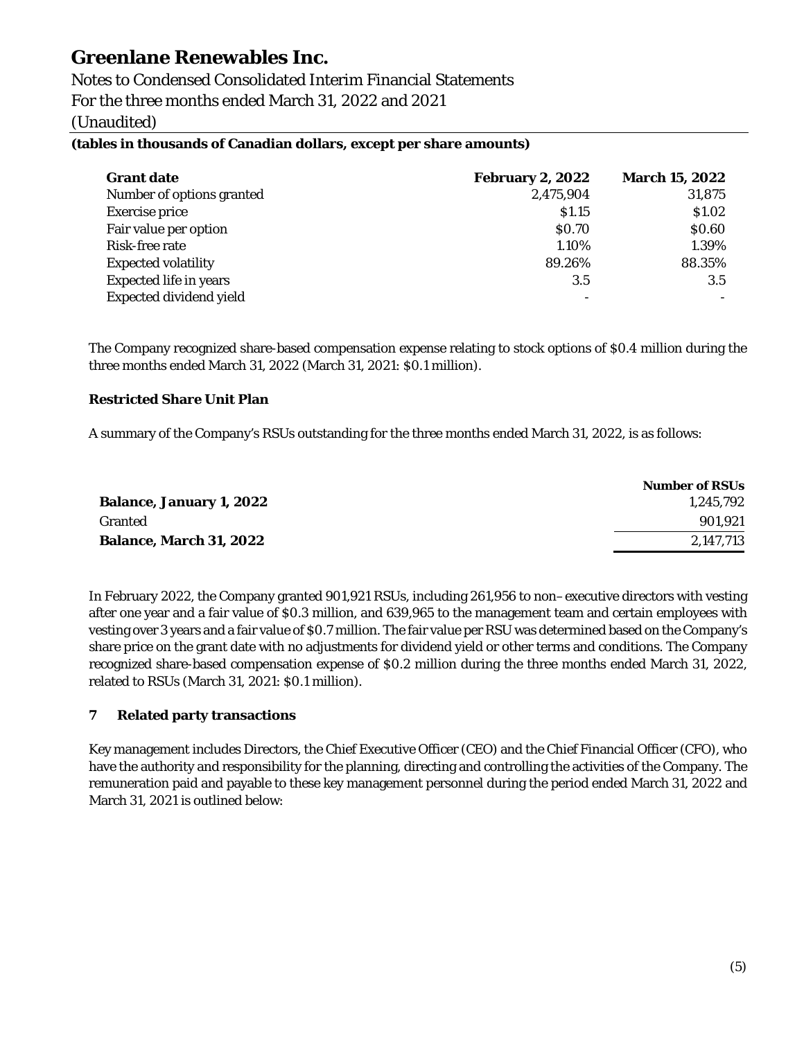| Grant date | February 2, 2022 | March 15, 2022 |
|---|---|---|
| Number of options granted | 2,475,904 | 31,875 |
| Exercise price | $1.15 | $1.02 |
| Fair value per option | $0.70 | $0.60 |
| Risk-free rate | 1.10% | 1.39% |
| Expected volatility | 89.26% | 88.35% |
| Expected life in years | 3.5 | 3.5 |
| Expected dividend yield | - | - |

The Company recognized share-based compensation expense relating to stock options of $0.4 million during the three months ended March 31, 2022 (March 31, 2021: $0.1 million).

**Restricted Share Unit Plan**

A summary of the Company's RSUs outstanding for the three months ended March 31, 2022, is as follows:

| | Number of RSUs |
|---|---|
| **Balance, January 1, 2022** | 1,245,792 |
| Granted | 901,921 |
| **Balance, March 31, 2022** | 2,147,713 |

In February 2022, the Company granted 901,921 RSUs, including 261,956 to non–executive directors with vesting after one year and a fair value of $0.3 million, and 639,965 to the management team and certain employees with vesting over 3 years and a fair value of $0.7 million. The fair value per RSU was determined based on the Company's share price on the grant date with no adjustments for dividend yield or other terms and conditions. The Company recognized share-based compensation expense of $0.2 million during the three months ended March 31, 2022, related to RSUs (March 31, 2021: $0.1 million).

## 7 Related party transactions

Key management includes Directors, the Chief Executive Officer (CEO) and the Chief Financial Officer (CFO), who have the authority and responsibility for the planning, directing and controlling the activities of the Company. The remuneration paid and payable to these key management personnel during the period ended March 31, 2022 and March 31, 2021 is outlined below: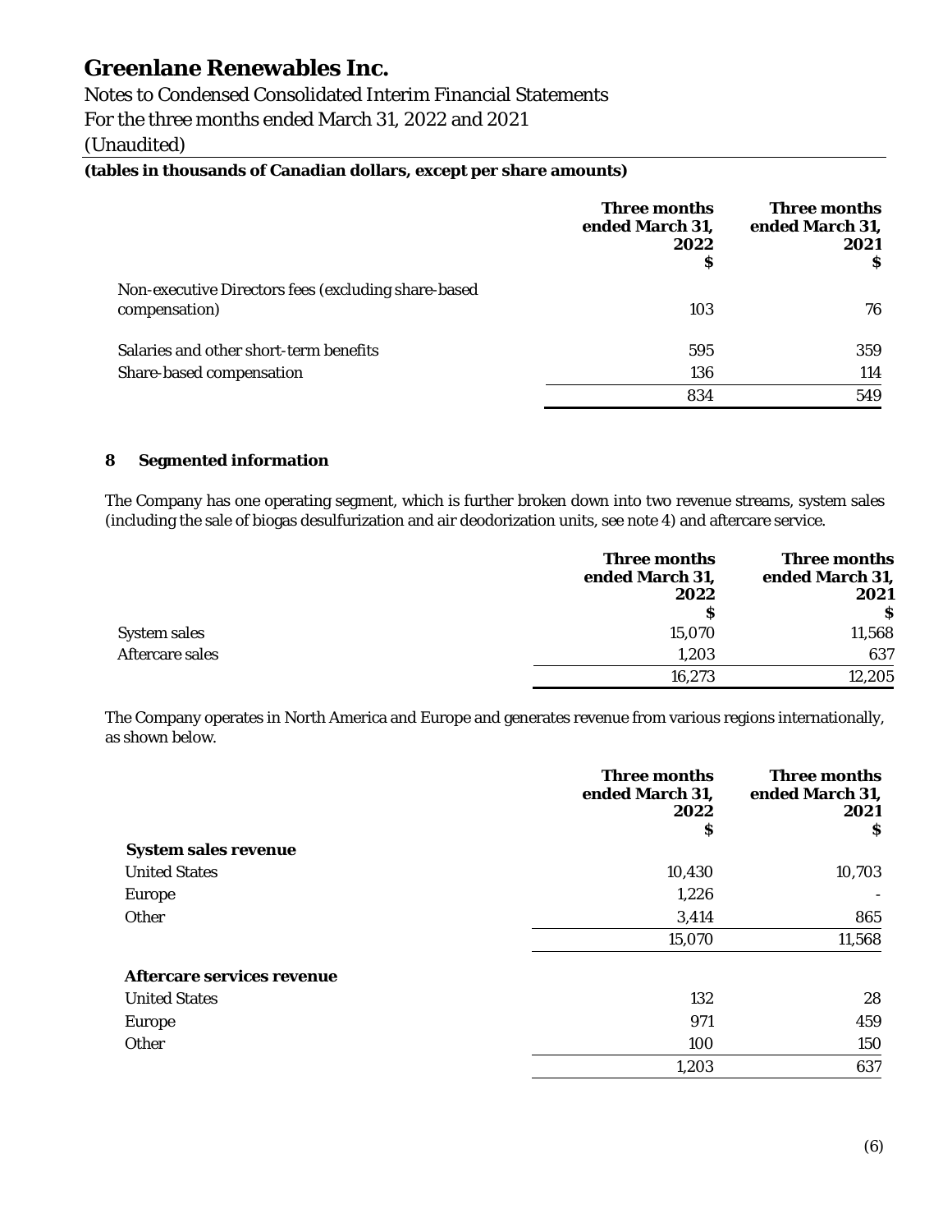| | Three months ended March 31, 2022 $ | Three months ended March 31, 2021 $ |
|---|---|---|
| Non-executive Directors fees (excluding share-based compensation) | 103 | 76 |
| Salaries and other short-term benefits | 595 | 359 |
| Share-based compensation | 136 | 114 |
| | 834 | 549 |

## 8 Segmented information

The Company has one operating segment, which is further broken down into two revenue streams, system sales (including the sale of biogas desulfurization and air deodorization units, see note 4) and aftercare service.

| | Three months ended March 31, 2022 $ | Three months ended March 31, 2021 $ |
|---|---|---|
| System sales | 15,070 | 11,568 |
| Aftercare sales | 1,203 | 637 |
| | 16,273 | 12,205 |

The Company operates in North America and Europe and generates revenue from various regions internationally, as shown below.

| | Three months ended March 31, 2022 $ | Three months ended March 31, 2021 $ |
|---|---|---|
| **System sales revenue** | | |
| United States | 10,430 | 10,703 |
| Europe | 1,226 | - |
| Other | 3,414 | 865 |
| | 15,070 | 11,568 |
| **Aftercare services revenue** | | |
| United States | 132 | 28 |
| Europe | 971 | 459 |
| Other | 100 | 150 |
| | 1,203 | 637 |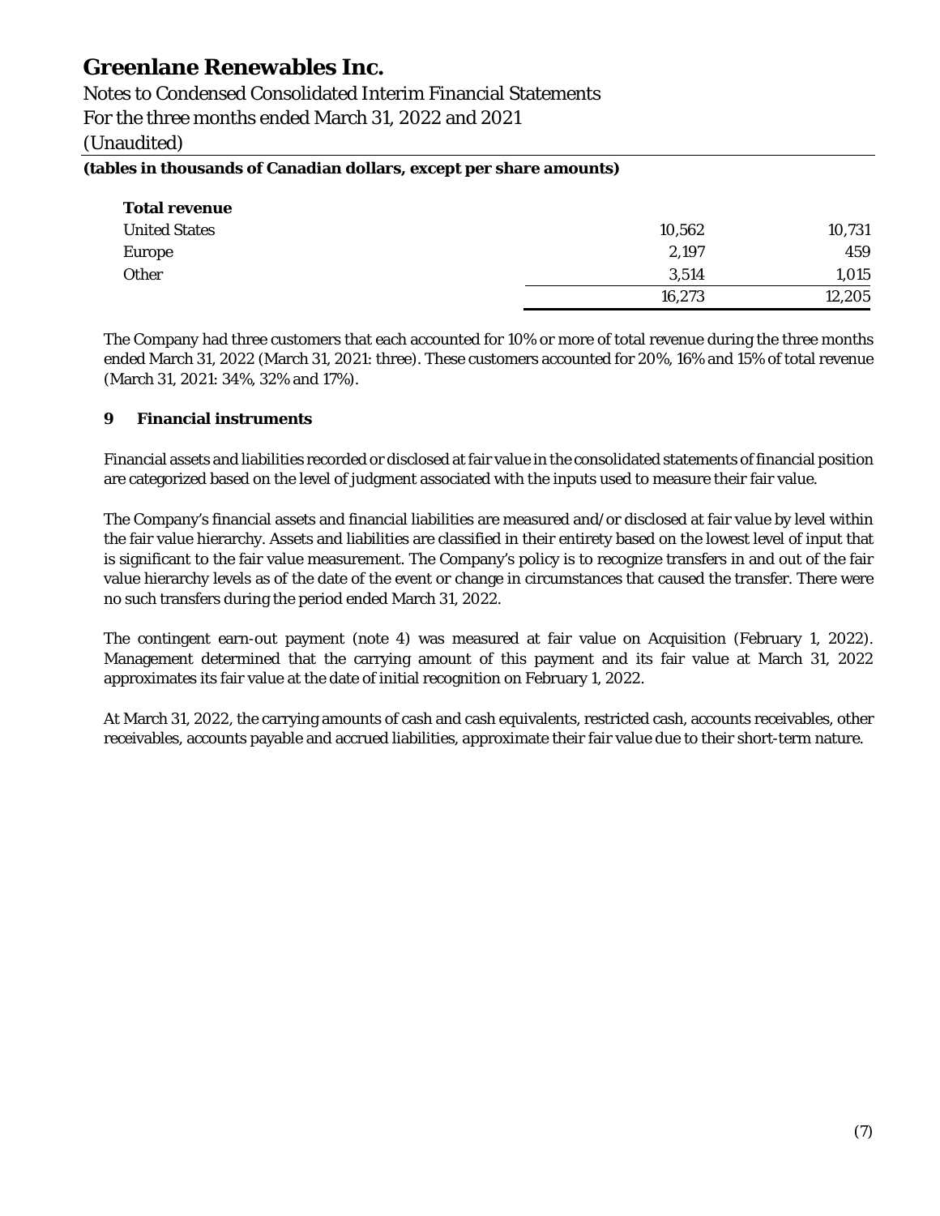(tables in thousands of Canadian dollars, except per share amounts)

| | | |
|---|---|---|
| **Total revenue** | | |
| United States | 10,562 | 10,731 |
| Europe | 2,197 | 459 |
| Other | 3,514 | 1,015 |
| | 16,273 | 12,205 |

The Company had three customers that each accounted for 10% or more of total revenue during the three months ended March 31, 2022 (March 31, 2021: three). These customers accounted for 20%, 16% and 15% of total revenue (March 31, 2021: 34%, 32% and 17%).

## 9 Financial instruments

Financial assets and liabilities recorded or disclosed at fair value in the consolidated statements of financial position are categorized based on the level of judgment associated with the inputs used to measure their fair value.

The Company's financial assets and financial liabilities are measured and/or disclosed at fair value by level within the fair value hierarchy. Assets and liabilities are classified in their entirety based on the lowest level of input that is significant to the fair value measurement. The Company's policy is to recognize transfers in and out of the fair value hierarchy levels as of the date of the event or change in circumstances that caused the transfer. There were no such transfers during the period ended March 31, 2022.

The contingent earn-out payment (note 4) was measured at fair value on Acquisition (February 1, 2022). Management determined that the carrying amount of this payment and its fair value at March 31, 2022 approximates its fair value at the date of initial recognition on February 1, 2022.

At March 31, 2022, the carrying amounts of cash and cash equivalents, restricted cash, accounts receivables, other receivables, accounts payable and accrued liabilities, approximate their fair value due to their short-term nature.